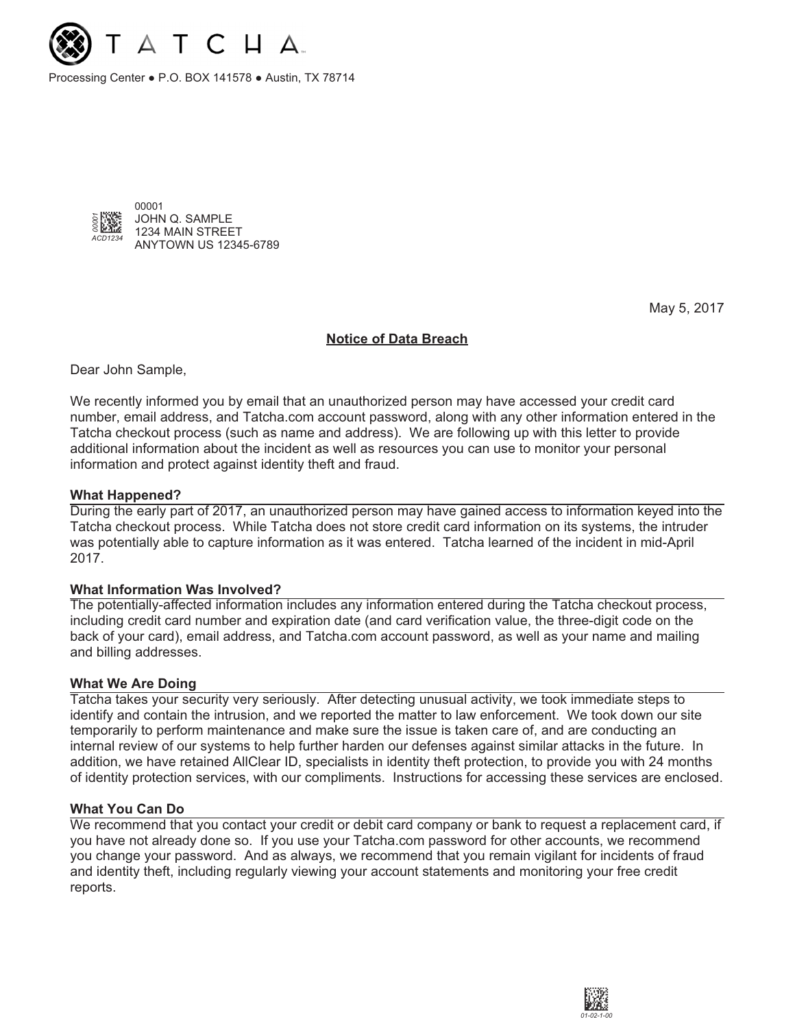TATCHA

Processing Center ● P.O. BOX 141578 ● Austin, TX 78714

00001
JOHN Q. SAMPLE
1234 MAIN STREET
ANYTOWN US 12345-6789

May 5, 2017

## Notice of Data Breach

Dear John Sample,

We recently informed you by email that an unauthorized person may have accessed your credit card number, email address, and Tatcha.com account password, along with any other information entered in the Tatcha checkout process (such as name and address). We are following up with this letter to provide additional information about the incident as well as resources you can use to monitor your personal information and protect against identity theft and fraud.

### What Happened?

During the early part of 2017, an unauthorized person may have gained access to information keyed into the Tatcha checkout process. While Tatcha does not store credit card information on its systems, the intruder was potentially able to capture information as it was entered. Tatcha learned of the incident in mid-April 2017.

### What Information Was Involved?

The potentially-affected information includes any information entered during the Tatcha checkout process, including credit card number and expiration date (and card verification value, the three-digit code on the back of your card), email address, and Tatcha.com account password, as well as your name and mailing and billing addresses.

### What We Are Doing

Tatcha takes your security very seriously. After detecting unusual activity, we took immediate steps to identify and contain the intrusion, and we reported the matter to law enforcement. We took down our site temporarily to perform maintenance and make sure the issue is taken care of, and are conducting an internal review of our systems to help further harden our defenses against similar attacks in the future. In addition, we have retained AllClear ID, specialists in identity theft protection, to provide you with 24 months of identity protection services, with our compliments. Instructions for accessing these services are enclosed.

### What You Can Do

We recommend that you contact your credit or debit card company or bank to request a replacement card, if you have not already done so. If you use your Tatcha.com password for other accounts, we recommend you change your password. And as always, we recommend that you remain vigilant for incidents of fraud and identity theft, including regularly viewing your account statements and monitoring your free credit reports.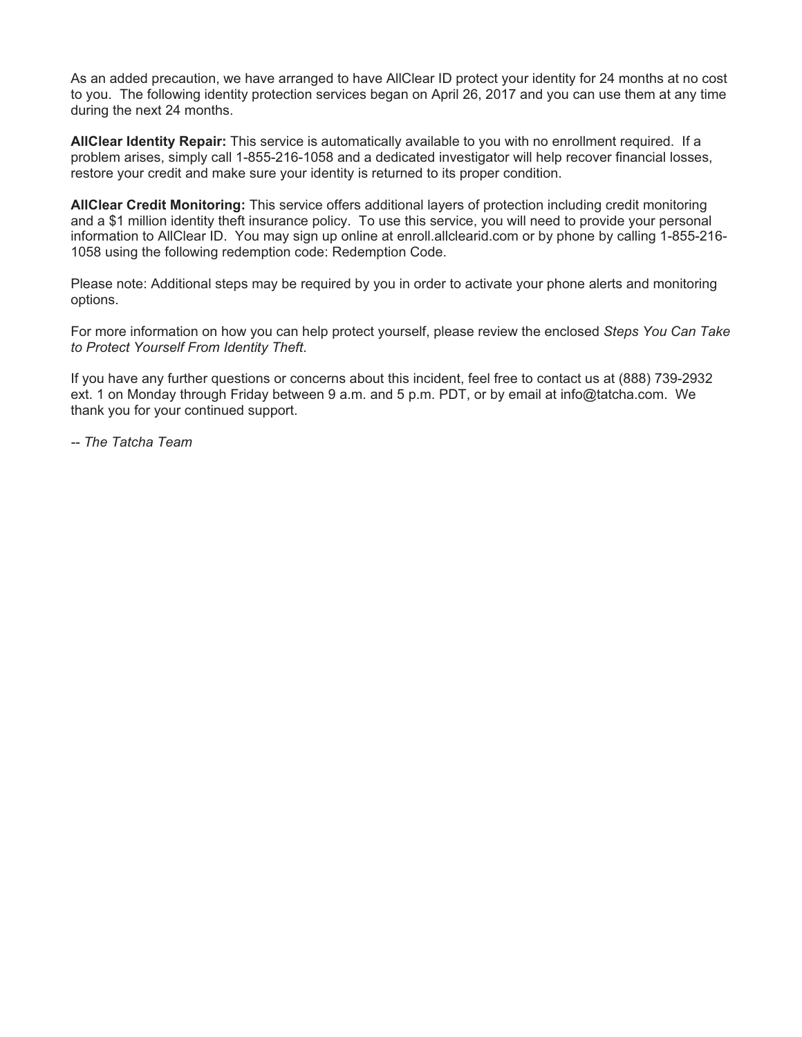As an added precaution, we have arranged to have AllClear ID protect your identity for 24 months at no cost to you. The following identity protection services began on April 26, 2017 and you can use them at any time during the next 24 months.

**AllClear Identity Repair:** This service is automatically available to you with no enrollment required. If a problem arises, simply call 1-855-216-1058 and a dedicated investigator will help recover financial losses, restore your credit and make sure your identity is returned to its proper condition.

**AllClear Credit Monitoring:** This service offers additional layers of protection including credit monitoring and a $1 million identity theft insurance policy. To use this service, you will need to provide your personal information to AllClear ID. You may sign up online at enroll.allclearid.com or by phone by calling 1-855-216-1058 using the following redemption code: Redemption Code.

Please note: Additional steps may be required by you in order to activate your phone alerts and monitoring options.

For more information on how you can help protect yourself, please review the enclosed *Steps You Can Take to Protect Yourself From Identity Theft*.

If you have any further questions or concerns about this incident, feel free to contact us at (888) 739-2932 ext. 1 on Monday through Friday between 9 a.m. and 5 p.m. PDT, or by email at info@tatcha.com. We thank you for your continued support.

*-- The Tatcha Team*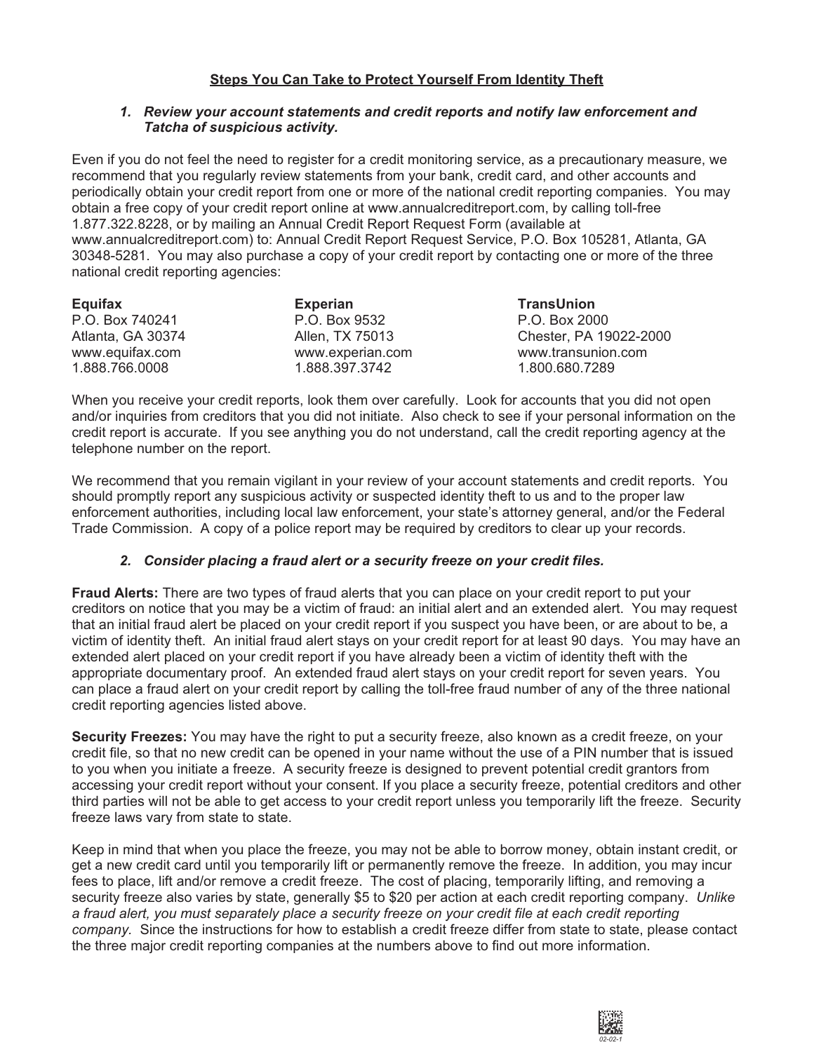## Steps You Can Take to Protect Yourself From Identity Theft

### *1. Review your account statements and credit reports and notify law enforcement and Tatcha of suspicious activity.*

Even if you do not feel the need to register for a credit monitoring service, as a precautionary measure, we recommend that you regularly review statements from your bank, credit card, and other accounts and periodically obtain your credit report from one or more of the national credit reporting companies. You may obtain a free copy of your credit report online at www.annualcreditreport.com, by calling toll-free 1.877.322.8228, or by mailing an Annual Credit Report Request Form (available at www.annualcreditreport.com) to: Annual Credit Report Request Service, P.O. Box 105281, Atlanta, GA 30348-5281. You may also purchase a copy of your credit report by contacting one or more of the three national credit reporting agencies:

| **Equifax** | **Experian** | **TransUnion** |
|---|---|---|
| P.O. Box 740241 | P.O. Box 9532 | P.O. Box 2000 |
| Atlanta, GA 30374 | Allen, TX 75013 | Chester, PA 19022-2000 |
| www.equifax.com | www.experian.com | www.transunion.com |
| 1.888.766.0008 | 1.888.397.3742 | 1.800.680.7289 |

When you receive your credit reports, look them over carefully. Look for accounts that you did not open and/or inquiries from creditors that you did not initiate. Also check to see if your personal information on the credit report is accurate. If you see anything you do not understand, call the credit reporting agency at the telephone number on the report.

We recommend that you remain vigilant in your review of your account statements and credit reports. You should promptly report any suspicious activity or suspected identity theft to us and to the proper law enforcement authorities, including local law enforcement, your state's attorney general, and/or the Federal Trade Commission. A copy of a police report may be required by creditors to clear up your records.

### *2. Consider placing a fraud alert or a security freeze on your credit files.*

**Fraud Alerts:** There are two types of fraud alerts that you can place on your credit report to put your creditors on notice that you may be a victim of fraud: an initial alert and an extended alert. You may request that an initial fraud alert be placed on your credit report if you suspect you have been, or are about to be, a victim of identity theft. An initial fraud alert stays on your credit report for at least 90 days. You may have an extended alert placed on your credit report if you have already been a victim of identity theft with the appropriate documentary proof. An extended fraud alert stays on your credit report for seven years. You can place a fraud alert on your credit report by calling the toll-free fraud number of any of the three national credit reporting agencies listed above.

**Security Freezes:** You may have the right to put a security freeze, also known as a credit freeze, on your credit file, so that no new credit can be opened in your name without the use of a PIN number that is issued to you when you initiate a freeze. A security freeze is designed to prevent potential credit grantors from accessing your credit report without your consent. If you place a security freeze, potential creditors and other third parties will not be able to get access to your credit report unless you temporarily lift the freeze. Security freeze laws vary from state to state.

Keep in mind that when you place the freeze, you may not be able to borrow money, obtain instant credit, or get a new credit card until you temporarily lift or permanently remove the freeze. In addition, you may incur fees to place, lift and/or remove a credit freeze. The cost of placing, temporarily lifting, and removing a security freeze also varies by state, generally $5 to $20 per action at each credit reporting company. *Unlike a fraud alert, you must separately place a security freeze on your credit file at each credit reporting company.* Since the instructions for how to establish a credit freeze differ from state to state, please contact the three major credit reporting companies at the numbers above to find out more information.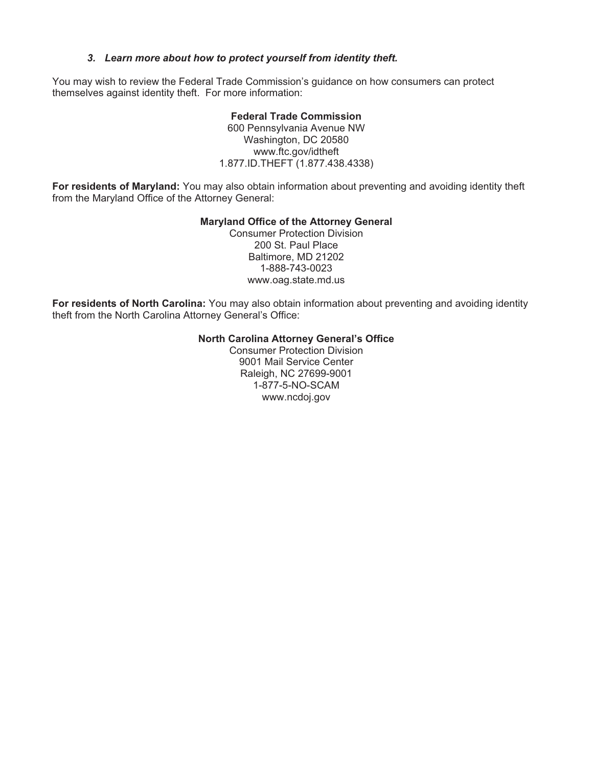### *3. Learn more about how to protect yourself from identity theft.*

You may wish to review the Federal Trade Commission's guidance on how consumers can protect themselves against identity theft. For more information:

**Federal Trade Commission**
600 Pennsylvania Avenue NW
Washington, DC 20580
www.ftc.gov/idtheft
1.877.ID.THEFT (1.877.438.4338)

**For residents of Maryland:** You may also obtain information about preventing and avoiding identity theft from the Maryland Office of the Attorney General:

**Maryland Office of the Attorney General**
Consumer Protection Division
200 St. Paul Place
Baltimore, MD 21202
1-888-743-0023
www.oag.state.md.us

**For residents of North Carolina:** You may also obtain information about preventing and avoiding identity theft from the North Carolina Attorney General's Office:

**North Carolina Attorney General's Office**
Consumer Protection Division
9001 Mail Service Center
Raleigh, NC 27699-9001
1-877-5-NO-SCAM
www.ncdoj.gov